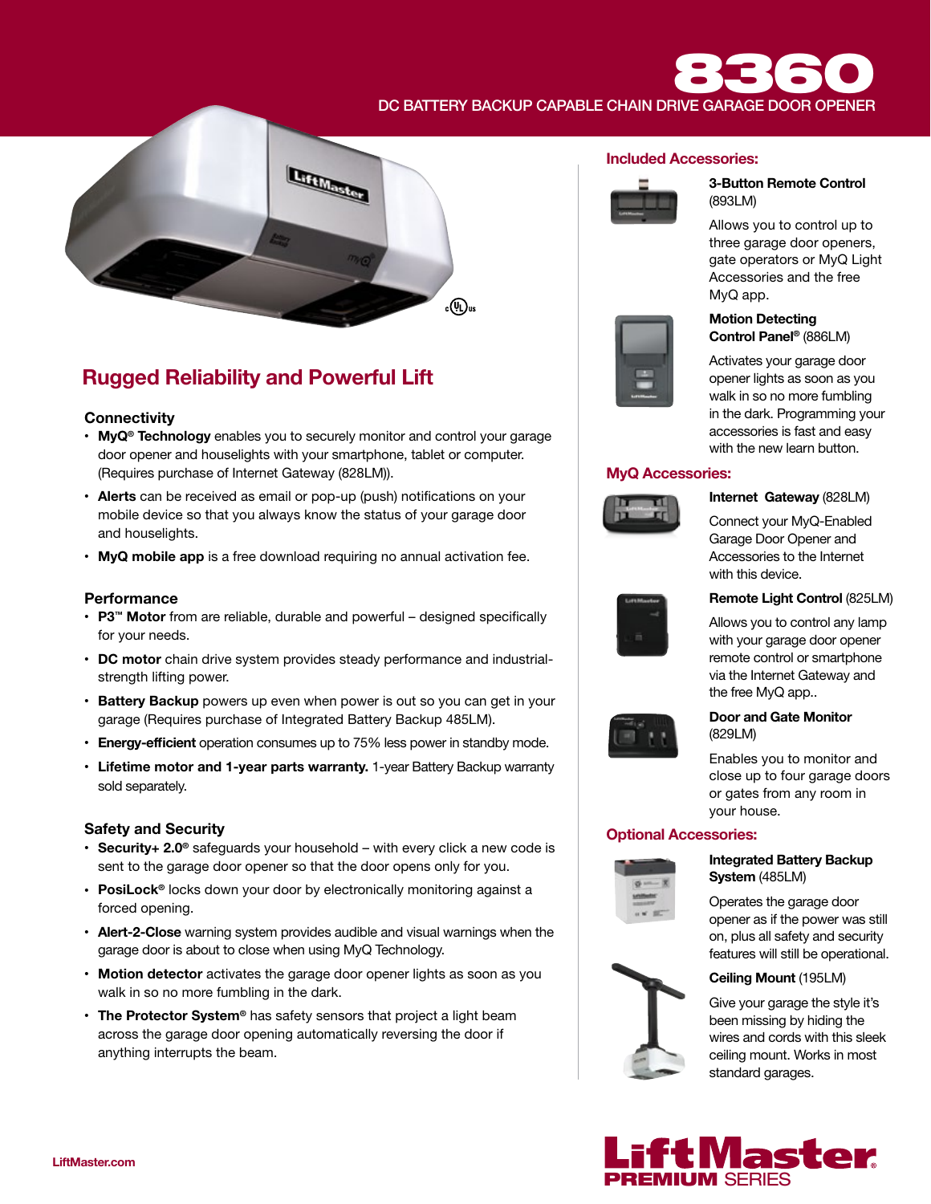# 8360

DC BATTERY BACKUP CAPABLE CHAIN DRIVE GARAGE DOOR OPENER

## Rugged Reliability and Powerful Lift

### Connectivity

- **MyQ® Technology** enables you to securely monitor and control your garage door opener and houselights with your smartphone, tablet or computer. (Requires purchase of Internet Gateway (828LM)).
- **Alerts** can be received as email or pop-up (push) notifications on your mobile device so that you always know the status of your garage door and houselights.
- **MyQ mobile app** is a free download requiring no annual activation fee.

### Performance

- **P3™ Motor** from are reliable, durable and powerful – designed specifically for your needs.
- **DC motor** chain drive system provides steady performance and industrial-strength lifting power.
- **Battery Backup** powers up even when power is out so you can get in your garage (Requires purchase of Integrated Battery Backup 485LM).
- **Energy-efficient** operation consumes up to 75% less power in standby mode.
- **Lifetime motor and 1-year parts warranty.** 1-year Battery Backup warranty sold separately.

### Safety and Security

- **Security+ 2.0®** safeguards your household – with every click a new code is sent to the garage door opener so that the door opens only for you.
- **PosiLock®** locks down your door by electronically monitoring against a forced opening.
- **Alert-2-Close** warning system provides audible and visual warnings when the garage door is about to close when using MyQ Technology.
- **Motion detector** activates the garage door opener lights as soon as you walk in so no more fumbling in the dark.
- **The Protector System®** has safety sensors that project a light beam across the garage door opening automatically reversing the door if anything interrupts the beam.

## Included Accessories:

**3-Button Remote Control** (893LM)

Allows you to control up to three garage door openers, gate operators or MyQ Light Accessories and the free MyQ app.

**Motion Detecting Control Panel®** (886LM)

Activates your garage door opener lights as soon as you walk in so no more fumbling in the dark. Programming your accessories is fast and easy with the new learn button.

## MyQ Accessories:

**Internet Gateway** (828LM)

Connect your MyQ-Enabled Garage Door Opener and Accessories to the Internet with this device.

**Remote Light Control** (825LM)

Allows you to control any lamp with your garage door opener remote control or smartphone via the Internet Gateway and the free MyQ app..

**Door and Gate Monitor** (829LM)

Enables you to monitor and close up to four garage doors or gates from any room in your house.

## Optional Accessories:

**Integrated Battery Backup System** (485LM)

Operates the garage door opener as if the power was still on, plus all safety and security features will still be operational.

**Ceiling Mount** (195LM)

Give your garage the style it's been missing by hiding the wires and cords with this sleek ceiling mount. Works in most standard garages.

LiftMaster.com

LiftMaster® PREMIUM SERIES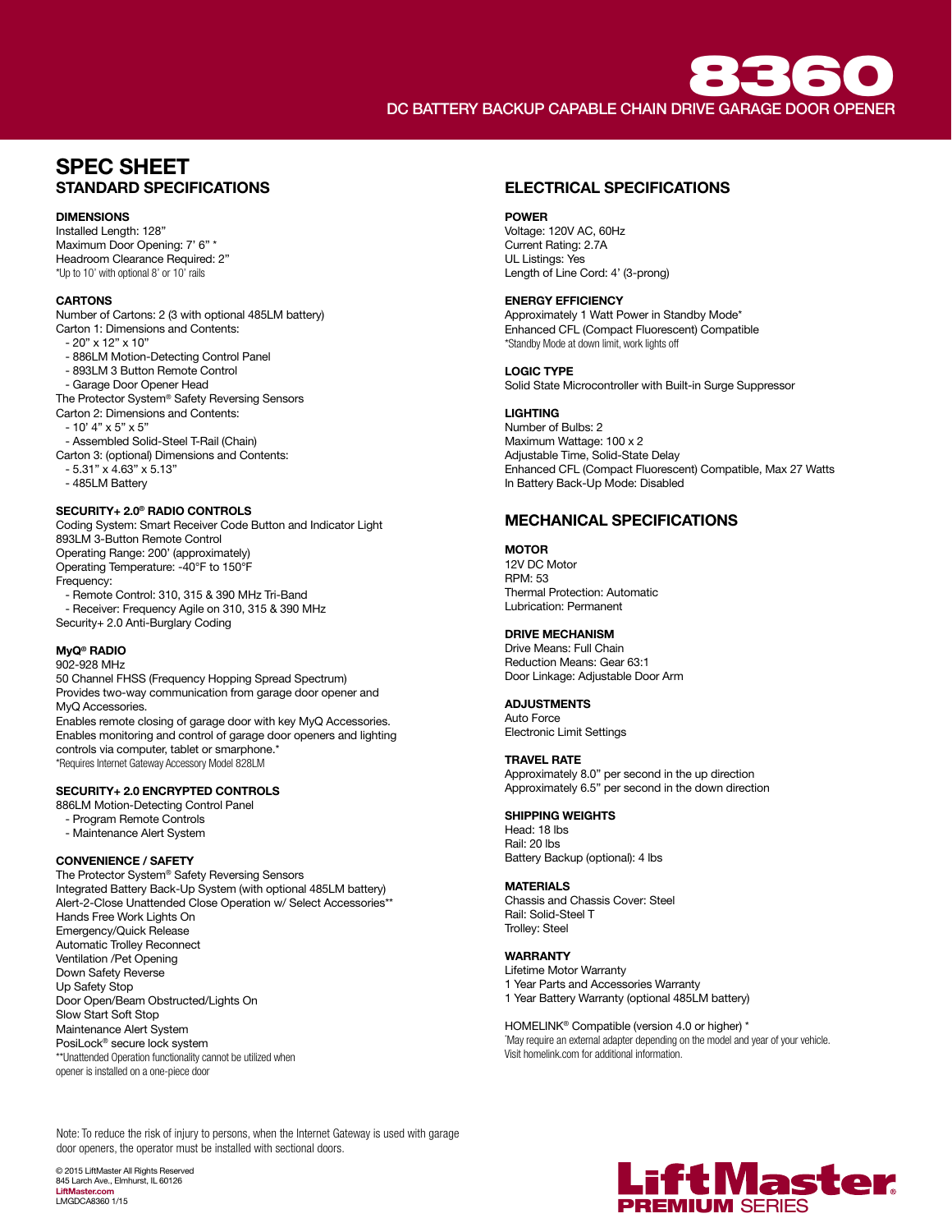# 8360

DC BATTERY BACKUP CAPABLE CHAIN DRIVE GARAGE DOOR OPENER

## SPEC SHEET

## STANDARD SPECIFICATIONS

### DIMENSIONS

Installed Length: 128"
Maximum Door Opening: 7' 6" *
Headroom Clearance Required: 2"
*Up to 10' with optional 8' or 10' rails

### CARTONS

Number of Cartons: 2 (3 with optional 485LM battery)
Carton 1: Dimensions and Contents:
- 20" x 12" x 10"
- 886LM Motion-Detecting Control Panel
- 893LM 3 Button Remote Control
- Garage Door Opener Head

The Protector System® Safety Reversing Sensors
Carton 2: Dimensions and Contents:
- 10' 4" x 5" x 5"
- Assembled Solid-Steel T-Rail (Chain)

Carton 3: (optional) Dimensions and Contents:
- 5.31" x 4.63" x 5.13"
- 485LM Battery

### SECURITY+ 2.0® RADIO CONTROLS

Coding System: Smart Receiver Code Button and Indicator Light
893LM 3-Button Remote Control
Operating Range: 200' (approximately)
Operating Temperature: -40°F to 150°F
Frequency:
- Remote Control: 310, 315 & 390 MHz Tri-Band
- Receiver: Frequency Agile on 310, 315 & 390 MHz

Security+ 2.0 Anti-Burglary Coding

### MyQ® RADIO

902-928 MHz
50 Channel FHSS (Frequency Hopping Spread Spectrum)
Provides two-way communication from garage door opener and MyQ Accessories.
Enables remote closing of garage door with key MyQ Accessories.
Enables monitoring and control of garage door openers and lighting controls via computer, tablet or smarphone.*
*Requires Internet Gateway Accessory Model 828LM

### SECURITY+ 2.0 ENCRYPTED CONTROLS

886LM Motion-Detecting Control Panel
- Program Remote Controls
- Maintenance Alert System

### CONVENIENCE / SAFETY

The Protector System® Safety Reversing Sensors
Integrated Battery Back-Up System (with optional 485LM battery)
Alert-2-Close Unattended Close Operation w/ Select Accessories**
Hands Free Work Lights On
Emergency/Quick Release
Automatic Trolley Reconnect
Ventilation /Pet Opening
Down Safety Reverse
Up Safety Stop
Door Open/Beam Obstructed/Lights On
Slow Start Soft Stop
Maintenance Alert System
PosiLock® secure lock system
**Unattended Operation functionality cannot be utilized when opener is installed on a one-piece door

## ELECTRICAL SPECIFICATIONS

### POWER

Voltage: 120V AC, 60Hz
Current Rating: 2.7A
UL Listings: Yes
Length of Line Cord: 4' (3-prong)

### ENERGY EFFICIENCY

Approximately 1 Watt Power in Standby Mode*
Enhanced CFL (Compact Fluorescent) Compatible
*Standby Mode at down limit, work lights off

### LOGIC TYPE

Solid State Microcontroller with Built-in Surge Suppressor

### LIGHTING

Number of Bulbs: 2
Maximum Wattage: 100 x 2
Adjustable Time, Solid-State Delay
Enhanced CFL (Compact Fluorescent) Compatible, Max 27 Watts
In Battery Back-Up Mode: Disabled

## MECHANICAL SPECIFICATIONS

### MOTOR

12V DC Motor
RPM: 53
Thermal Protection: Automatic
Lubrication: Permanent

### DRIVE MECHANISM

Drive Means: Full Chain
Reduction Means: Gear 63:1
Door Linkage: Adjustable Door Arm

### ADJUSTMENTS

Auto Force
Electronic Limit Settings

### TRAVEL RATE

Approximately 8.0" per second in the up direction
Approximately 6.5" per second in the down direction

### SHIPPING WEIGHTS

Head: 18 lbs
Rail: 20 lbs
Battery Backup (optional): 4 lbs

### MATERIALS

Chassis and Chassis Cover: Steel
Rail: Solid-Steel T
Trolley: Steel

### WARRANTY

Lifetime Motor Warranty
1 Year Parts and Accessories Warranty
1 Year Battery Warranty (optional 485LM battery)

HOMELINK® Compatible (version 4.0 or higher) *
*May require an external adapter depending on the model and year of your vehicle. Visit homelink.com for additional information.

Note: To reduce the risk of injury to persons, when the Internet Gateway is used with garage door openers, the operator must be installed with sectional doors.

© 2015 LiftMaster All Rights Reserved
845 Larch Ave., Elmhurst, IL 60126
LiftMaster.com
LMGDCA8360 1/15

LiftMaster® PREMIUM SERIES